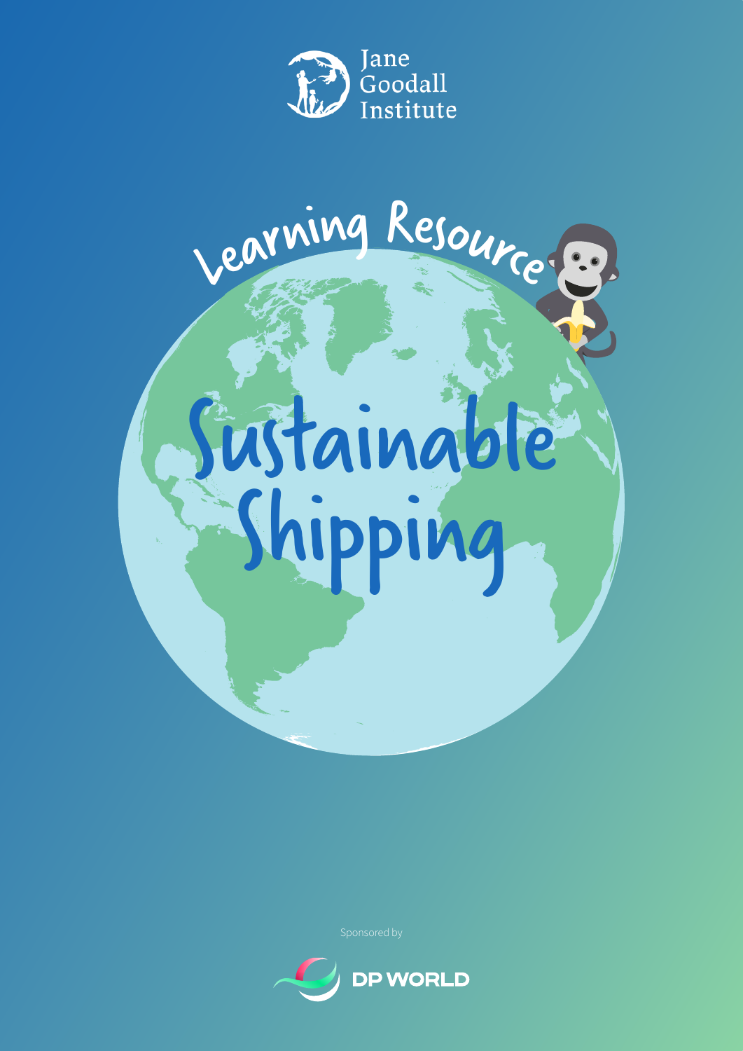Jane Goodall Institute

Learning Resource

# Sustainable Shipping

Sponsored by

DP WORLD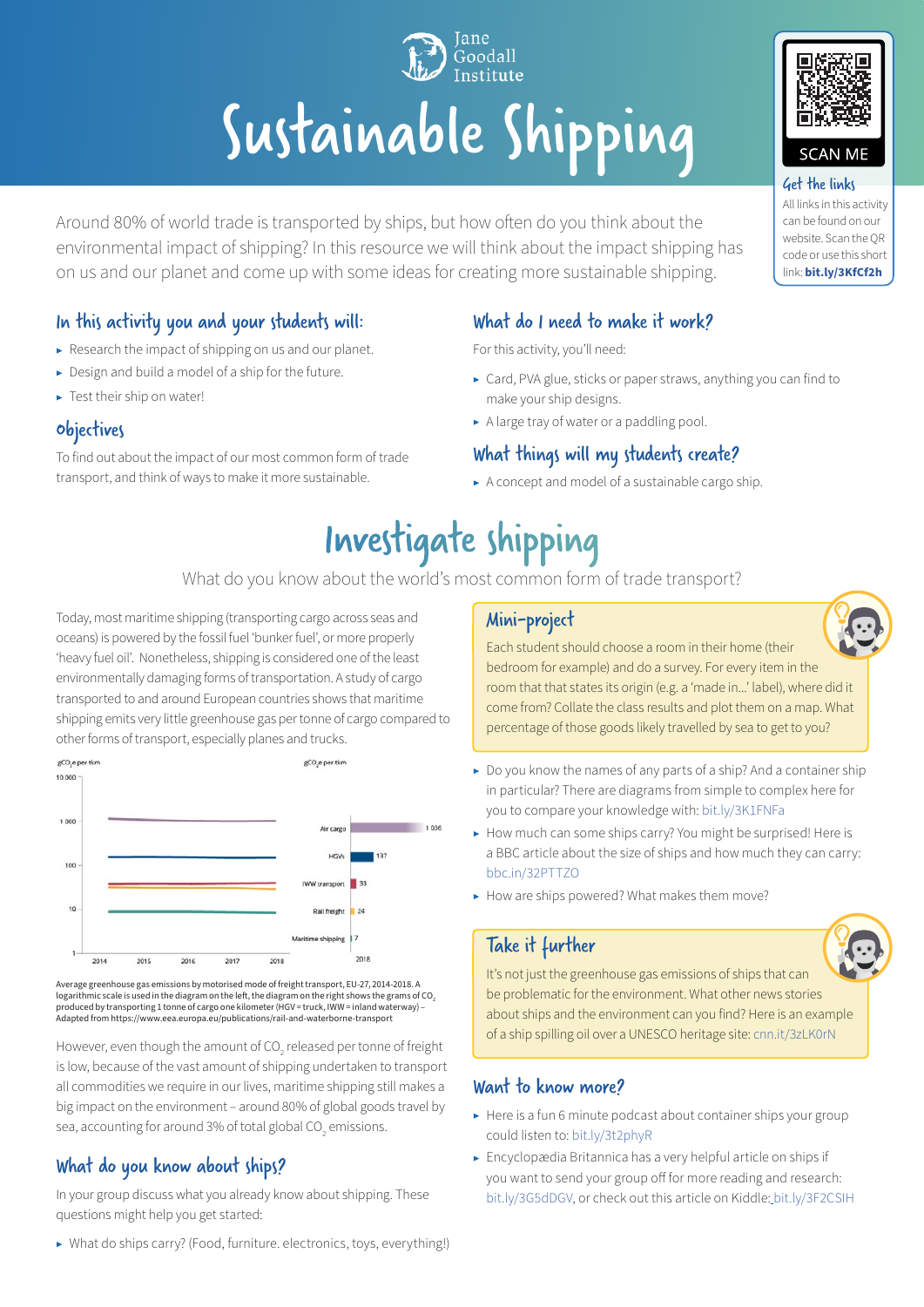# Sustainable Shipping

**Get the links**

All links in this activity can be found on our website. Scan the QR code or use this short link: **bit.ly/3KfCf2h**

Around 80% of world trade is transported by ships, but how often do you think about the environmental impact of shipping? In this resource we will think about the impact shipping has on us and our planet and come up with some ideas for creating more sustainable shipping.

## In this activity you and your students will:

- Research the impact of shipping on us and our planet.
- Design and build a model of a ship for the future.
- Test their ship on water!

## Objectives

To find out about the impact of our most common form of trade transport, and think of ways to make it more sustainable.

## What do I need to make it work?

For this activity, you'll need:

- Card, PVA glue, sticks or paper straws, anything you can find to make your ship designs.
- A large tray of water or a paddling pool.

## What things will my students create?

- A concept and model of a sustainable cargo ship.

# Investigate shipping

What do you know about the world's most common form of trade transport?

Today, most maritime shipping (transporting cargo across seas and oceans) is powered by the fossil fuel 'bunker fuel', or more properly 'heavy fuel oil'. Nonetheless, shipping is considered one of the least environmentally damaging forms of transportation. A study of cargo transported to and around European countries shows that maritime shipping emits very little greenhouse gas per tonne of cargo compared to other forms of transport, especially planes and trucks.

| | $gCO_2e$ per tkm (2018) |
|---|---|
| Air cargo | 1 036 |
| HGVs | 137 |
| IWW transport | 33 |
| Rail freight | 24 |
| Maritime shipping | 7 |

Average greenhouse gas emissions by motorised mode of freight transport, EU-27, 2014-2018. A logarithmic scale is used in the diagram on the left, the diagram on the right shows the grams of $CO_2$ produced by transporting 1 tonne of cargo one kilometer (HGV = truck, IWW = inland waterway) – Adapted from https://www.eea.europa.eu/publications/rail-and-waterborne-transport

However, even though the amount of $CO_2$ released per tonne of freight is low, because of the vast amount of shipping undertaken to transport all commodities we require in our lives, maritime shipping still makes a big impact on the environment – around 80% of global goods travel by sea, accounting for around 3% of total global $CO_2$ emissions.

## What do you know about ships?

In your group discuss what you already know about shipping. These questions might help you get started:

- What do ships carry? (Food, furniture. electronics, toys, everything!)
- Do you know the names of any parts of a ship? And a container ship in particular? There are diagrams from simple to complex here for you to compare your knowledge with: bit.ly/3K1FNFa
- How much can some ships carry? You might be surprised! Here is a BBC article about the size of ships and how much they can carry: bbc.in/32PTTZO
- How are ships powered? What makes them move?

### Mini-project

Each student should choose a room in their home (their bedroom for example) and do a survey. For every item in the room that that states its origin (e.g. a 'made in...' label), where did it come from? Collate the class results and plot them on a map. What percentage of those goods likely travelled by sea to get to you?

### Take it further

It's not just the greenhouse gas emissions of ships that can be problematic for the environment. What other news stories about ships and the environment can you find? Here is an example of a ship spilling oil over a UNESCO heritage site: cnn.it/3zLK0rN

## Want to know more?

- Here is a fun 6 minute podcast about container ships your group could listen to: bit.ly/3t2phyR
- Encyclopædia Britannica has a very helpful article on ships if you want to send your group off for more reading and research: bit.ly/3G5dDGV, or check out this article on Kiddle: bit.ly/3F2CSIH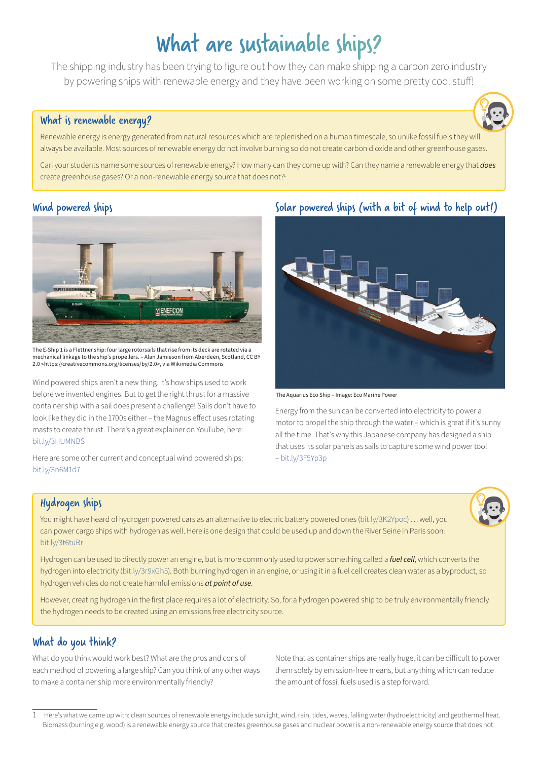# What are sustainable ships?

The shipping industry has been trying to figure out how they can make shipping a carbon zero industry by powering ships with renewable energy and they have been working on some pretty cool stuff!

## What is renewable energy?

Renewable energy is energy generated from natural resources which are replenished on a human timescale, so unlike fossil fuels they will always be available. Most sources of renewable energy do not involve burning so do not create carbon dioxide and other greenhouse gases.

Can your students name some sources of renewable energy? How many can they come up with? Can they name a renewable energy that ***does*** create greenhouse gases? Or a non-renewable energy source that does not?[1]

## Wind powered ships

The E-Ship 1 is a Flettner ship: four large rotorsails that rise from its deck are rotated via a mechanical linkage to the ship's propellers. – Alan Jamieson from Aberdeen, Scotland, CC BY 2.0 <https://creativecommons.org/licenses/by/2.0>, via Wikimedia Commons

Wind powered ships aren't a new thing. It's how ships used to work before we invented engines. But to get the right thrust for a massive container ship with a sail does present a challenge! Sails don't have to look like they did in the 1700s either – the Magnus effect uses rotating masts to create thrust. There's a great explainer on YouTube, here: bit.ly/3HUMNBS

Here are some other current and conceptual wind powered ships: bit.ly/3n6M1d7

## Solar powered ships (with a bit of wind to help out!)

The Aquarius Eco Ship – Image: Eco Marine Power

Energy from the sun can be converted into electricity to power a motor to propel the ship through the water – which is great if it's sunny all the time. That's why this Japanese company has designed a ship that uses its solar panels as sails to capture some wind power too! – bit.ly/3F5Yp3p

## Hydrogen ships

You might have heard of hydrogen powered cars as an alternative to electric battery powered ones (bit.ly/3K2Ypoc) … well, you can power cargo ships with hydrogen as well. Here is one design that could be used up and down the River Seine in Paris soon: bit.ly/3t6tuBr

Hydrogen can be used to directly power an engine, but is more commonly used to power something called a ***fuel cell***, which converts the hydrogen into electricity (bit.ly/3r9xGh5). Both burning hydrogen in an engine, or using it in a fuel cell creates clean water as a byproduct, so hydrogen vehicles do not create harmful emissions ***at point of use***.

However, creating hydrogen in the first place requires a lot of electricity. So, for a hydrogen powered ship to be truly environmentally friendly the hydrogen needs to be created using an emissions free electricity source.

## What do you think?

What do you think would work best? What are the pros and cons of each method of powering a large ship? Can you think of any other ways to make a container ship more environmentally friendly?

Note that as container ships are really huge, it can be difficult to power them solely by emission-free means, but anything which can reduce the amount of fossil fuels used is a step forward.

---

1 Here's what we came up with: clean sources of renewable energy include sunlight, wind, rain, tides, waves, falling water (hydroelectricity) and geothermal heat. Biomass (burning e.g. wood) is a renewable energy source that creates greenhouse gases and nuclear power is a non-renewable energy source that does not.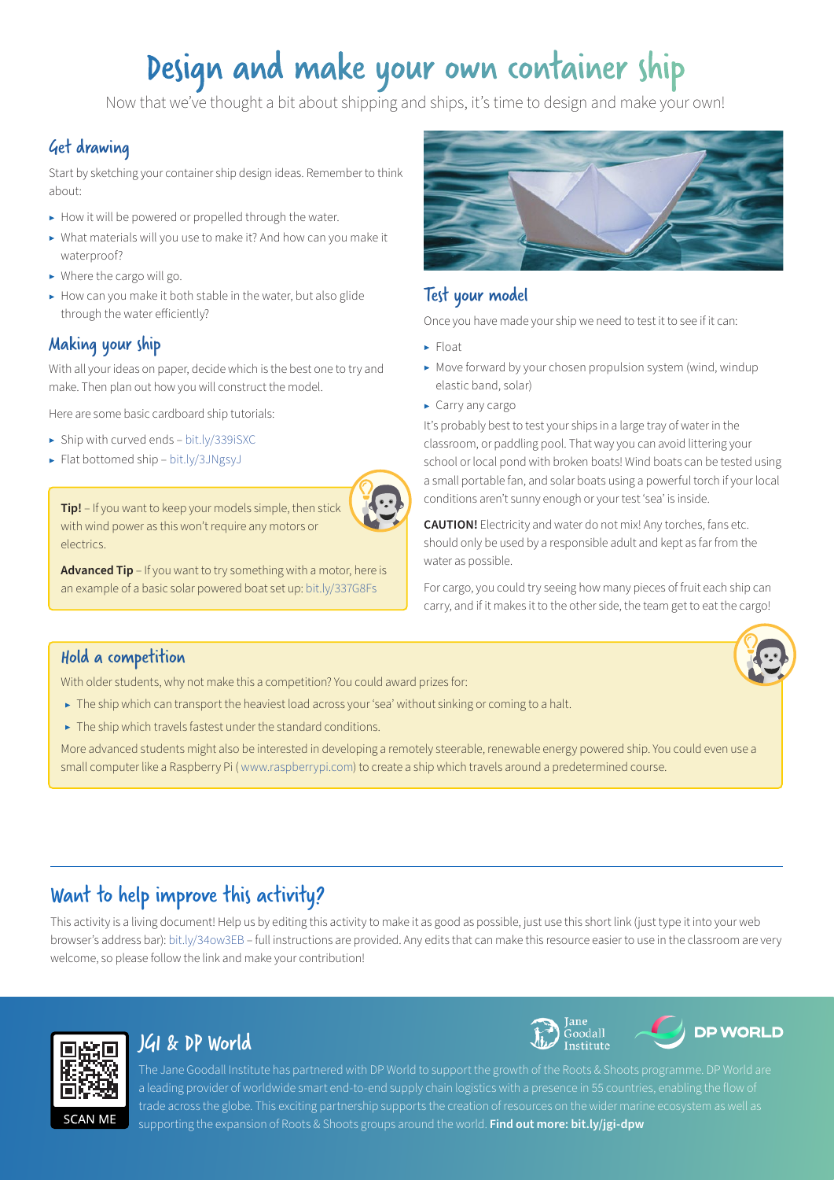# Design and make your own container ship

Now that we've thought a bit about shipping and ships, it's time to design and make your own!

## Get drawing

Start by sketching your container ship design ideas. Remember to think about:

- How it will be powered or propelled through the water.
- What materials will you use to make it? And how can you make it waterproof?
- Where the cargo will go.
- How can you make it both stable in the water, but also glide through the water efficiently?

## Making your ship

With all your ideas on paper, decide which is the best one to try and make. Then plan out how you will construct the model.

Here are some basic cardboard ship tutorials:

- Ship with curved ends – bit.ly/339iSXC
- Flat bottomed ship – bit.ly/3JNgsyJ

**Tip!** – If you want to keep your models simple, then stick with wind power as this won't require any motors or electrics.

**Advanced Tip** – If you want to try something with a motor, here is an example of a basic solar powered boat set up: bit.ly/337G8Fs

## Test your model

Once you have made your ship we need to test it to see if it can:

- Float
- Move forward by your chosen propulsion system (wind, windup elastic band, solar)
- Carry any cargo

It's probably best to test your ships in a large tray of water in the classroom, or paddling pool. That way you can avoid littering your school or local pond with broken boats! Wind boats can be tested using a small portable fan, and solar boats using a powerful torch if your local conditions aren't sunny enough or your test 'sea' is inside.

**CAUTION!** Electricity and water do not mix! Any torches, fans etc. should only be used by a responsible adult and kept as far from the water as possible.

For cargo, you could try seeing how many pieces of fruit each ship can carry, and if it makes it to the other side, the team get to eat the cargo!

## Hold a competition

With older students, why not make this a competition? You could award prizes for:

- The ship which can transport the heaviest load across your 'sea' without sinking or coming to a halt.
- The ship which travels fastest under the standard conditions.

More advanced students might also be interested in developing a remotely steerable, renewable energy powered ship. You could even use a small computer like a Raspberry Pi ( www.raspberrypi.com) to create a ship which travels around a predetermined course.

## Want to help improve this activity?

This activity is a living document! Help us by editing this activity to make it as good as possible, just use this short link (just type it into your web browser's address bar): bit.ly/34ow3EB – full instructions are provided. Any edits that can make this resource easier to use in the classroom are very welcome, so please follow the link and make your contribution!

## JGI & DP World

SCAN ME

The Jane Goodall Institute has partnered with DP World to support the growth of the Roots & Shoots programme. DP World are a leading provider of worldwide smart end-to-end supply chain logistics with a presence in 55 countries, enabling the flow of trade across the globe. This exciting partnership supports the creation of resources on the wider marine ecosystem as well as supporting the expansion of Roots & Shoots groups around the world. **Find out more: bit.ly/jgi-dpw**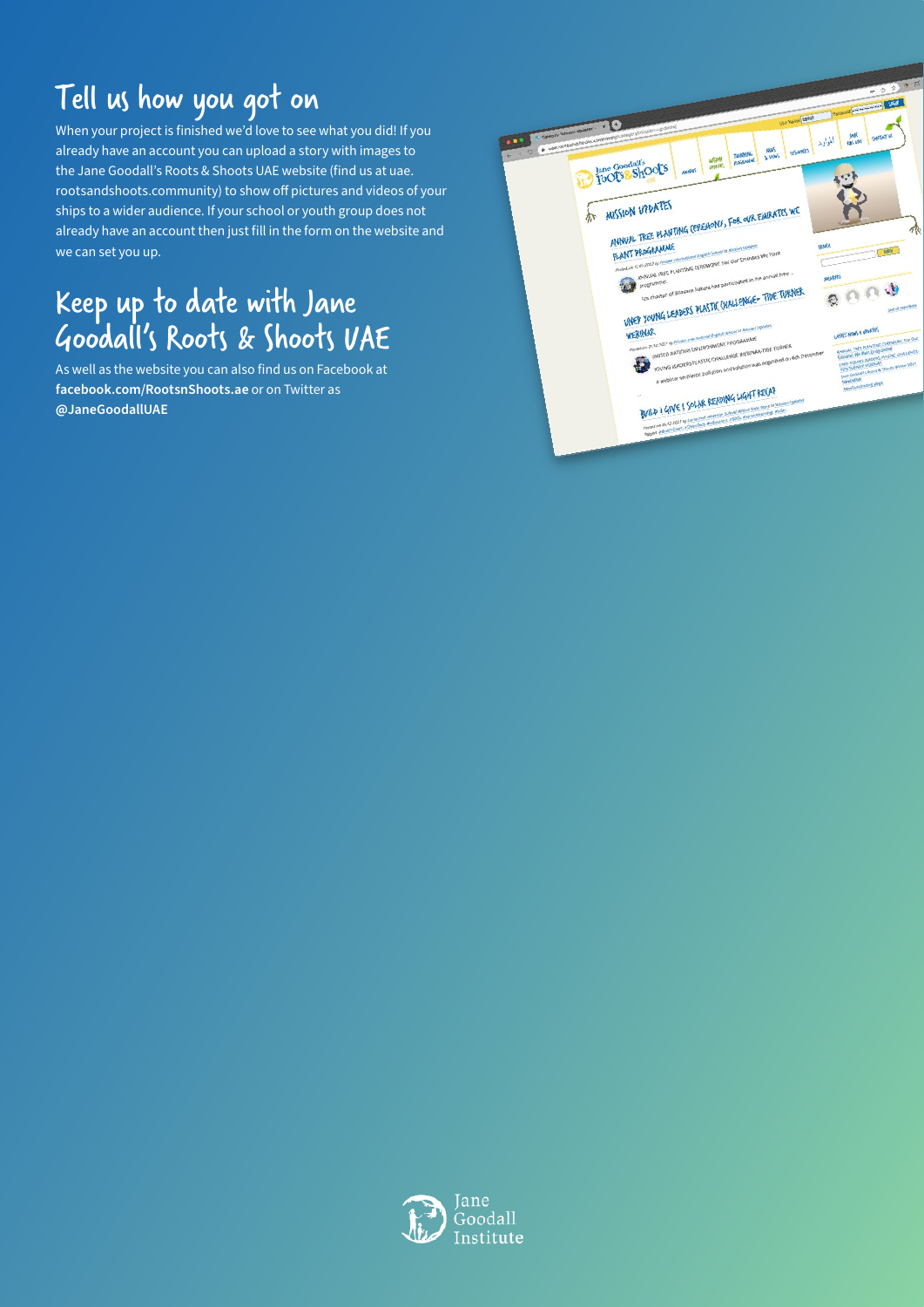## Tell us how you got on

When your project is finished we'd love to see what you did! If you already have an account you can upload a story with images to the Jane Goodall's Roots & Shoots UAE website (find us at uae.rootsandshoots.community) to show off pictures and videos of your ships to a wider audience. If your school or youth group does not already have an account then just fill in the form on the website and we can set you up.

## Keep up to date with Jane Goodall's Roots & Shoots UAE

As well as the website you can also find us on Facebook at **facebook.com/RootsnShoots.ae** or on Twitter as **@JaneGoodallUAE**